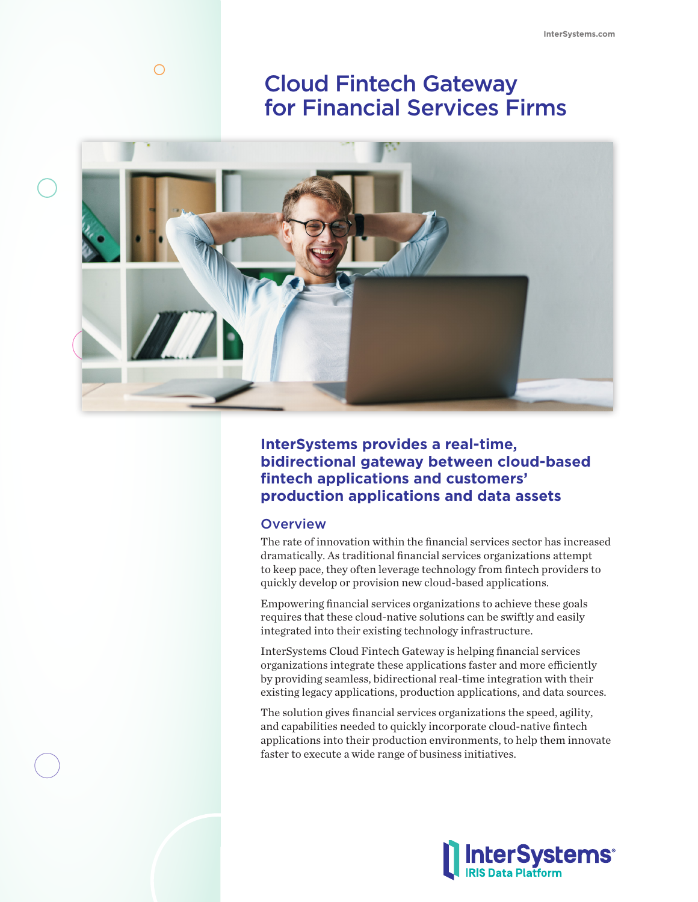# Cloud Fintech Gateway for Financial Services Firms

**InterSystems provides a real-time, bidirectional gateway between cloud-based fintech applications and customers' production applications and data assets**

## Overview

The rate of innovation within the financial services sector has increased dramatically. As traditional financial services organizations attempt to keep pace, they often leverage technology from fintech providers to quickly develop or provision new cloud-based applications.

Empowering financial services organizations to achieve these goals requires that these cloud-native solutions can be swiftly and easily integrated into their existing technology infrastructure.

InterSystems Cloud Fintech Gateway is helping financial services organizations integrate these applications faster and more efficiently by providing seamless, bidirectional real-time integration with their existing legacy applications, production applications, and data sources.

The solution gives financial services organizations the speed, agility, and capabilities needed to quickly incorporate cloud-native fintech applications into their production environments, to help them innovate faster to execute a wide range of business initiatives.

InterSystems IRIS Data Platform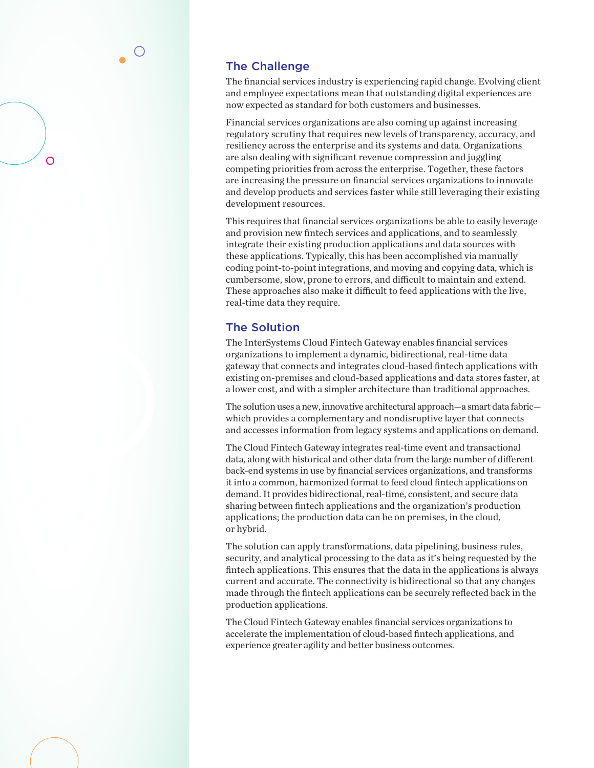## The Challenge

The financial services industry is experiencing rapid change. Evolving client and employee expectations mean that outstanding digital experiences are now expected as standard for both customers and businesses.

Financial services organizations are also coming up against increasing regulatory scrutiny that requires new levels of transparency, accuracy, and resiliency across the enterprise and its systems and data. Organizations are also dealing with significant revenue compression and juggling competing priorities from across the enterprise. Together, these factors are increasing the pressure on financial services organizations to innovate and develop products and services faster while still leveraging their existing development resources.

This requires that financial services organizations be able to easily leverage and provision new fintech services and applications, and to seamlessly integrate their existing production applications and data sources with these applications. Typically, this has been accomplished via manually coding point-to-point integrations, and moving and copying data, which is cumbersome, slow, prone to errors, and difficult to maintain and extend. These approaches also make it difficult to feed applications with the live, real-time data they require.

## The Solution

The InterSystems Cloud Fintech Gateway enables financial services organizations to implement a dynamic, bidirectional, real-time data gateway that connects and integrates cloud-based fintech applications with existing on-premises and cloud-based applications and data stores faster, at a lower cost, and with a simpler architecture than traditional approaches.

The solution uses a new, innovative architectural approach—a smart data fabric—which provides a complementary and nondisruptive layer that connects and accesses information from legacy systems and applications on demand.

The Cloud Fintech Gateway integrates real-time event and transactional data, along with historical and other data from the large number of different back-end systems in use by financial services organizations, and transforms it into a common, harmonized format to feed cloud fintech applications on demand. It provides bidirectional, real-time, consistent, and secure data sharing between fintech applications and the organization's production applications; the production data can be on premises, in the cloud, or hybrid.

The solution can apply transformations, data pipelining, business rules, security, and analytical processing to the data as it's being requested by the fintech applications. This ensures that the data in the applications is always current and accurate. The connectivity is bidirectional so that any changes made through the fintech applications can be securely reflected back in the production applications.

The Cloud Fintech Gateway enables financial services organizations to accelerate the implementation of cloud-based fintech applications, and experience greater agility and better business outcomes.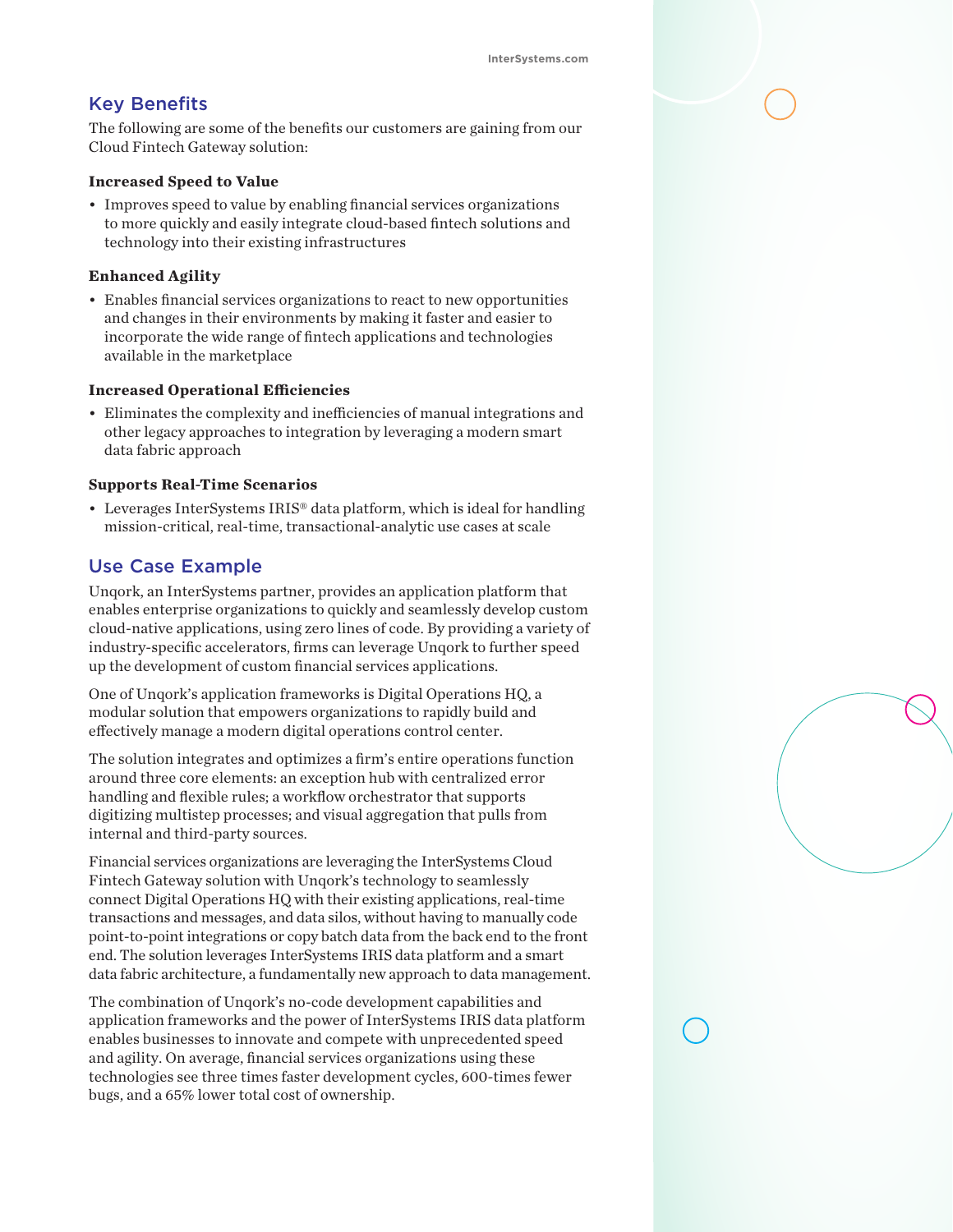## Key Benefits

The following are some of the benefits our customers are gaining from our Cloud Fintech Gateway solution:

**Increased Speed to Value**

- Improves speed to value by enabling financial services organizations to more quickly and easily integrate cloud-based fintech solutions and technology into their existing infrastructures

**Enhanced Agility**

- Enables financial services organizations to react to new opportunities and changes in their environments by making it faster and easier to incorporate the wide range of fintech applications and technologies available in the marketplace

**Increased Operational Efficiencies**

- Eliminates the complexity and inefficiencies of manual integrations and other legacy approaches to integration by leveraging a modern smart data fabric approach

**Supports Real-Time Scenarios**

- Leverages InterSystems IRIS® data platform, which is ideal for handling mission-critical, real-time, transactional-analytic use cases at scale

## Use Case Example

Unqork, an InterSystems partner, provides an application platform that enables enterprise organizations to quickly and seamlessly develop custom cloud-native applications, using zero lines of code. By providing a variety of industry-specific accelerators, firms can leverage Unqork to further speed up the development of custom financial services applications.

One of Unqork's application frameworks is Digital Operations HQ, a modular solution that empowers organizations to rapidly build and effectively manage a modern digital operations control center.

The solution integrates and optimizes a firm's entire operations function around three core elements: an exception hub with centralized error handling and flexible rules; a workflow orchestrator that supports digitizing multistep processes; and visual aggregation that pulls from internal and third-party sources.

Financial services organizations are leveraging the InterSystems Cloud Fintech Gateway solution with Unqork's technology to seamlessly connect Digital Operations HQ with their existing applications, real-time transactions and messages, and data silos, without having to manually code point-to-point integrations or copy batch data from the back end to the front end. The solution leverages InterSystems IRIS data platform and a smart data fabric architecture, a fundamentally new approach to data management.

The combination of Unqork's no-code development capabilities and application frameworks and the power of InterSystems IRIS data platform enables businesses to innovate and compete with unprecedented speed and agility. On average, financial services organizations using these technologies see three times faster development cycles, 600-times fewer bugs, and a 65% lower total cost of ownership.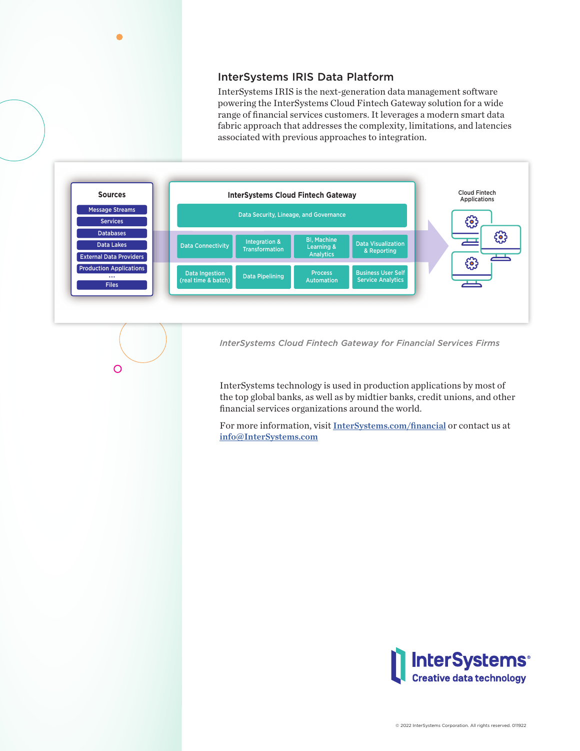## InterSystems IRIS Data Platform

InterSystems IRIS is the next-generation data management software powering the InterSystems Cloud Fintech Gateway solution for a wide range of financial services customers. It leverages a modern smart data fabric approach that addresses the complexity, limitations, and latencies associated with previous approaches to integration.

Sources

Message Streams

Services

Databases

Data Lakes

External Data Providers

Production Applications

...

Files

InterSystems Cloud Fintech Gateway

Data Security, Lineage, and Governance

Data Connectivity

Integration & Transformation

BI, Machine Learning & Analytics

Data Visualization & Reporting

Data Ingestion (real time & batch)

Data Pipelining

Process Automation

Business User Self Service Analytics

Cloud Fintech Applications

*InterSystems Cloud Fintech Gateway for Financial Services Firms*

InterSystems technology is used in production applications by most of the top global banks, as well as by midtier banks, credit unions, and other financial services organizations around the world.

For more information, visit [InterSystems.com/financial](InterSystems.com/financial) or contact us at [info@InterSystems.com](mailto:info@InterSystems.com)

InterSystems
Creative data technology

© 2022 InterSystems Corporation. All rights reserved. 011922